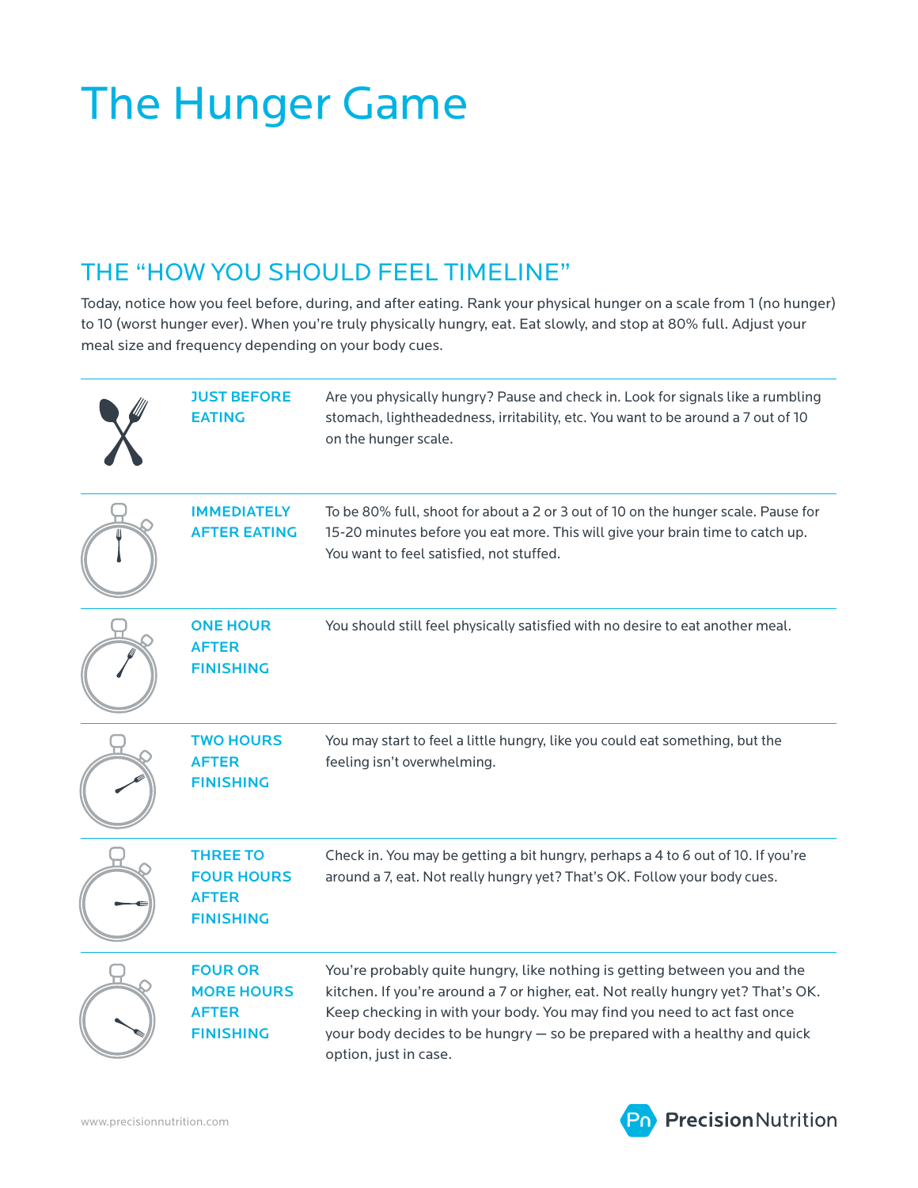# The Hunger Game

## THE "HOW YOU SHOULD FEEL TIMELINE"

Today, notice how you feel before, during, and after eating. Rank your physical hunger on a scale from 1 (no hunger) to 10 (worst hunger ever). When you're truly physically hungry, eat. Eat slowly, and stop at 80% full. Adjust your meal size and frequency depending on your body cues.

| | |
|---|---|
| **JUST BEFORE EATING** | Are you physically hungry? Pause and check in. Look for signals like a rumbling stomach, lightheadedness, irritability, etc. You want to be around a 7 out of 10 on the hunger scale. |
| **IMMEDIATELY AFTER EATING** | To be 80% full, shoot for about a 2 or 3 out of 10 on the hunger scale. Pause for 15-20 minutes before you eat more. This will give your brain time to catch up. You want to feel satisfied, not stuffed. |
| **ONE HOUR AFTER FINISHING** | You should still feel physically satisfied with no desire to eat another meal. |
| **TWO HOURS AFTER FINISHING** | You may start to feel a little hungry, like you could eat something, but the feeling isn't overwhelming. |
| **THREE TO FOUR HOURS AFTER FINISHING** | Check in. You may be getting a bit hungry, perhaps a 4 to 6 out of 10. If you're around a 7, eat. Not really hungry yet? That's OK. Follow your body cues. |
| **FOUR OR MORE HOURS AFTER FINISHING** | You're probably quite hungry, like nothing is getting between you and the kitchen. If you're around a 7 or higher, eat. Not really hungry yet? That's OK. Keep checking in with your body. You may find you need to act fast once your body decides to be hungry — so be prepared with a healthy and quick option, just in case. |

www.precisionnutrition.com

Precision Nutrition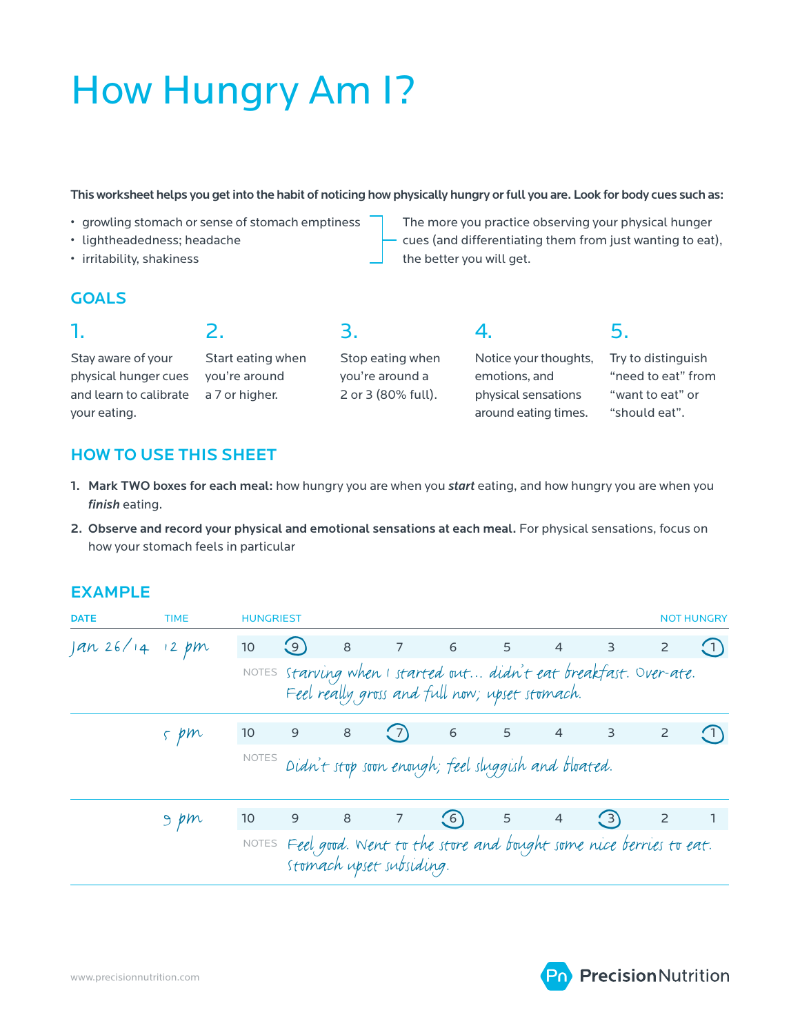# How Hungry Am I?

**This worksheet helps you get into the habit of noticing how physically hungry or full you are. Look for body cues such as:**

- growling stomach or sense of stomach emptiness
- lightheadedness; headache
- irritability, shakiness

The more you practice observing your physical hunger cues (and differentiating them from just wanting to eat), the better you will get.

## GOALS

**1.** Stay aware of your physical hunger cues and learn to calibrate your eating.

**2.** Start eating when you're around a 7 or higher.

**3.** Stop eating when you're around a 2 or 3 (80% full).

**4.** Notice your thoughts, emotions, and physical sensations around eating times.

**5.** Try to distinguish "need to eat" from "want to eat" or "should eat".

## HOW TO USE THIS SHEET

1. **Mark TWO boxes for each meal:** how hungry you are when you ***start*** eating, and how hungry you are when you ***finish*** eating.
2. **Observe and record your physical and emotional sensations at each meal.** For physical sensations, focus on how your stomach feels in particular

## EXAMPLE

| DATE | TIME | HUNGRIEST 10 | 9 | 8 | 7 | 6 | 5 | 4 | 3 | 2 | NOT HUNGRY 1 |
|---|---|---|---|---|---|---|---|---|---|---|---|
| Jan 26/14 | 12 pm | 10 | (9) | 8 | 7 | 6 | 5 | 4 | 3 | 2 | (1) |
| | | NOTES | Starving when I started out... didn't eat breakfast. Over-ate. Feel really gross and full now; upset stomach. | | | | | | | | |
| | 5 pm | 10 | 9 | 8 | (7) | 6 | 5 | 4 | 3 | 2 | (1) |
| | | NOTES | Didn't stop soon enough; feel sluggish and bloated. | | | | | | | | |
| | 9 pm | 10 | 9 | 8 | 7 | (6) | 5 | 4 | (3) | 2 | 1 |
| | | NOTES | Feel good. Went to the store and bought some nice berries to eat. Stomach upset subsiding. | | | | | | | | |

www.precisionnutrition.com

PrecisionNutrition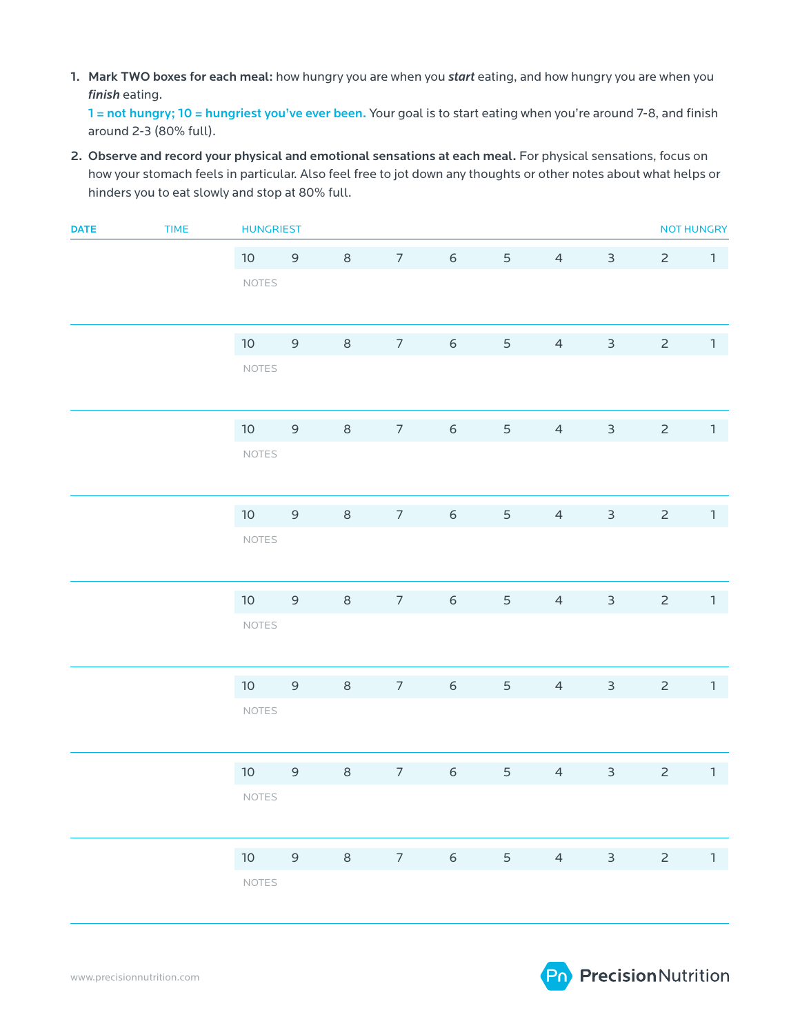1. **Mark TWO boxes for each meal:** how hungry you are when you ***start*** eating, and how hungry you are when you ***finish*** eating.
   **1 = not hungry; 10 = hungriest you've ever been.** Your goal is to start eating when you're around 7-8, and finish around 2-3 (80% full).
2. **Observe and record your physical and emotional sensations at each meal.** For physical sensations, focus on how your stomach feels in particular. Also feel free to jot down any thoughts or other notes about what helps or hinders you to eat slowly and stop at 80% full.

| DATE | TIME | HUNGRIEST | | | | | | | | | NOT HUNGRY |
|---|---|---|---|---|---|---|---|---|---|---|---|
| | | 10 | 9 | 8 | 7 | 6 | 5 | 4 | 3 | 2 | 1 |
| | | NOTES | | | | | | | | | |
| | | 10 | 9 | 8 | 7 | 6 | 5 | 4 | 3 | 2 | 1 |
| | | NOTES | | | | | | | | | |
| | | 10 | 9 | 8 | 7 | 6 | 5 | 4 | 3 | 2 | 1 |
| | | NOTES | | | | | | | | | |
| | | 10 | 9 | 8 | 7 | 6 | 5 | 4 | 3 | 2 | 1 |
| | | NOTES | | | | | | | | | |
| | | 10 | 9 | 8 | 7 | 6 | 5 | 4 | 3 | 2 | 1 |
| | | NOTES | | | | | | | | | |
| | | 10 | 9 | 8 | 7 | 6 | 5 | 4 | 3 | 2 | 1 |
| | | NOTES | | | | | | | | | |
| | | 10 | 9 | 8 | 7 | 6 | 5 | 4 | 3 | 2 | 1 |
| | | NOTES | | | | | | | | | |
| | | 10 | 9 | 8 | 7 | 6 | 5 | 4 | 3 | 2 | 1 |
| | | NOTES | | | | | | | | | |

www.precisionnutrition.com

Pn PrecisionNutrition